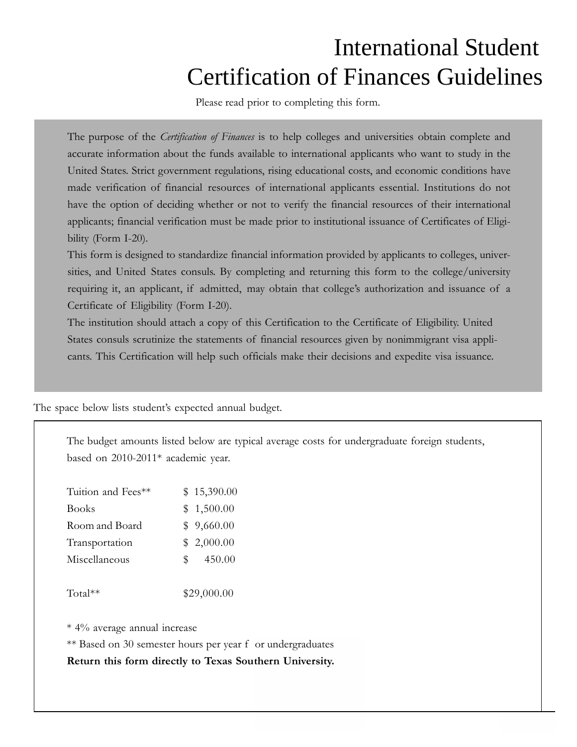# International Student Certification of Finances Guidelines

Please read prior to completing this form.

The purpose of the *Certification of Finances* is to help colleges and universities obtain complete and accurate information about the funds available to international applicants who want to study in the United States. Strict government regulations, rising educational costs, and economic conditions have made verification of financial resources of international applicants essential. Institutions do not have the option of deciding whether or not to verify the financial resources of their international applicants; financial verification must be made prior to institutional issuance of Certificates of Eligibility (Form I-20).

This form is designed to standardize financial information provided by applicants to colleges, universities, and United States consuls. By completing and returning this form to the college/university requiring it, an applicant, if admitted, may obtain that college's authorization and issuance of a Certificate of Eligibility (Form I-20).

The institution should attach a copy of this Certification to the Certificate of Eligibility. United States consuls scrutinize the statements of financial resources given by nonimmigrant visa applicants. This Certification will help such officials make their decisions and expedite visa issuance.

The space below lists student's expected annual budget.

The budget amounts listed below are typical average costs for undergraduate foreign students, based on 2010-2011* academic year.

| | |
|---|---|
| Tuition and Fees** | $ 15,390.00 |
| Books | $ 1,500.00 |
| Room and Board | $ 9,660.00 |
| Transportation | $ 2,000.00 |
| Miscellaneous | $ 450.00 |
| Total** | $29,000.00 |

* 4% average annual increase

** Based on 30 semester hours per year for undergraduates

**Return this form directly to Texas Southern University.**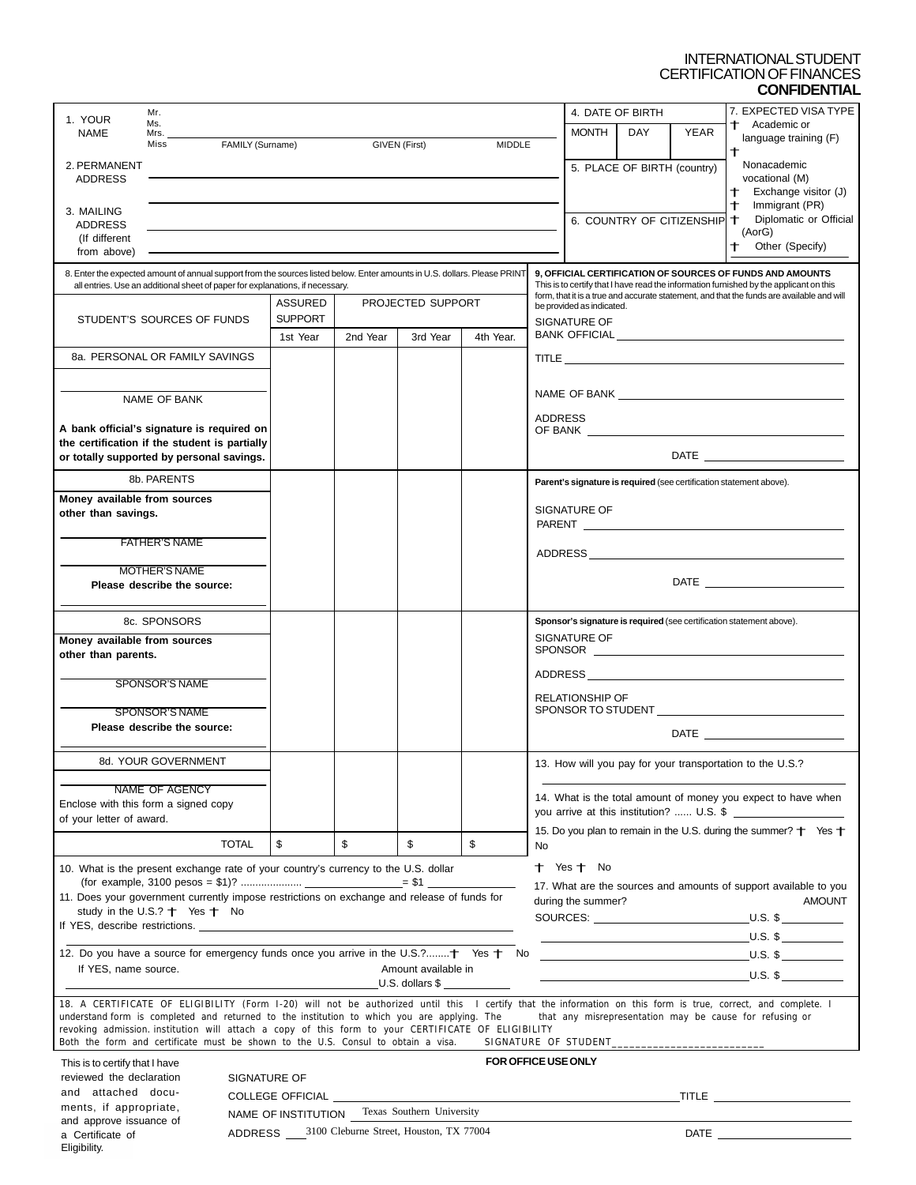# INTERNATIONAL STUDENT CERTIFICATION OF FINANCES

**CONFIDENTIAL**

1. YOUR NAME Mr. Ms. Mrs. Miss ______________________
FAMILY (Surname) GIVEN (First) MIDDLE

2. PERMANENT ADDRESS ______________________

3. MAILING ADDRESS (If different from above) ______________________

4. DATE OF BIRTH

| MONTH | DAY | YEAR |
|---|---|---|
| | | |

5. PLACE OF BIRTH (country)

6. COUNTRY OF CITIZENSHIP

7. EXPECTED VISA TYPE
- † Academic or language training (F)
- † Nonacademic vocational (M)
- † Exchange visitor (J)
- † Immigrant (PR)
- † Diplomatic or Official (AorG)
- † Other (Specify)

8. Enter the expected amount of annual support from the sources listed below. Enter amounts in U.S. dollars. Please PRINT all entries. Use an additional sheet of paper for explanations, if necessary.

| STUDENT'S SOURCES OF FUNDS | ASSURED SUPPORT | PROJECTED SUPPORT | | |
|---|---|---|---|---|
| | 1st Year | 2nd Year | 3rd Year | 4th Year. |
| 8a. PERSONAL OR FAMILY SAVINGS<br>______ NAME OF BANK<br>**A bank official's signature is required on the certification if the student is partially or totally supported by personal savings.** | | | | |
| 8b. PARENTS<br>**Money available from sources other than savings.**<br>______ FATHER'S NAME<br>______ MOTHER'S NAME<br>**Please describe the source:** ______ | | | | |
| 8c. SPONSORS<br>**Money available from sources other than parents.**<br>______ SPONSOR'S NAME<br>______ SPONSOR'S NAME<br>**Please describe the source:** ______ | | | | |
| 8d. YOUR GOVERNMENT<br>______ NAME OF AGENCY<br>Enclose with this form a signed copy of your letter of award. | | | | |
| TOTAL | $ | $ | $ | $ |

**9, OFFICIAL CERTIFICATION OF SOURCES OF FUNDS AND AMOUNTS**
This is to certify that I have read the information furnished by the applicant on this form, that it is a true and accurate statement, and that the funds are available and will be provided as indicated.

SIGNATURE OF BANK OFFICIAL ______________________

TITLE ______________________

NAME OF BANK ______________________

ADDRESS OF BANK ______________________

DATE ______________________

**Parent's signature is required** (see certification statement above).

SIGNATURE OF PARENT ______________________

ADDRESS ______________________

DATE ______________________

**Sponsor's signature is required** (see certification statement above).

SIGNATURE OF SPONSOR ______________________

ADDRESS ______________________

RELATIONSHIP OF SPONSOR TO STUDENT ______________________

DATE ______________________

13. How will you pay for your transportation to the U.S.? ______________________

14. What is the total amount of money you expect to have when you arrive at this institution? ...... U.S. $ ______________________

15. Do you plan to remain in the U.S. during the summer? † Yes † No

† Yes † No

17. What are the sources and amounts of support available to you during the summer? AMOUNT

SOURCES: ______________________ U.S. $ ________
______________________ U.S. $ ________
______________________ U.S. $ ________
______________________ U.S. $ ________

10. What is the present exchange rate of your country's currency to the U.S. dollar (for example, 3100 pesos = $1)? .................... ______________ = $1 ______________

11. Does your government currently impose restrictions on exchange and release of funds for study in the U.S.? † Yes † No
If YES, describe restrictions. ______________________

12. Do you have a source for emergency funds once you arrive in the U.S.?........† Yes † No
If YES, name source. ______________________ Amount available in U.S. dollars $ ________

18. A CERTIFICATE OF ELIGIBILITY (Form I-20) will not be authorized until this form is completed and returned to the institution to which you are applying. The institution will attach a copy of this form to your CERTIFICATE OF ELIGIBILITY Both the form and certificate must be shown to the U.S. Consul to obtain a visa. I certify that the information on this form is true, correct, and complete. I understand that any misrepresentation may be cause for refusing or revoking admission. SIGNATURE OF STUDENT__________________________

**FOR OFFICE USE ONLY**

This is to certify that I have reviewed the declaration and attached documents, if appropriate, and approve issuance of a Certificate of Eligibility.

SIGNATURE OF COLLEGE OFFICIAL ______________________ TITLE ______________________

NAME OF INSTITUTION Texas Southern University

ADDRESS 3100 Cleburne Street, Houston, TX 77004 DATE ______________________